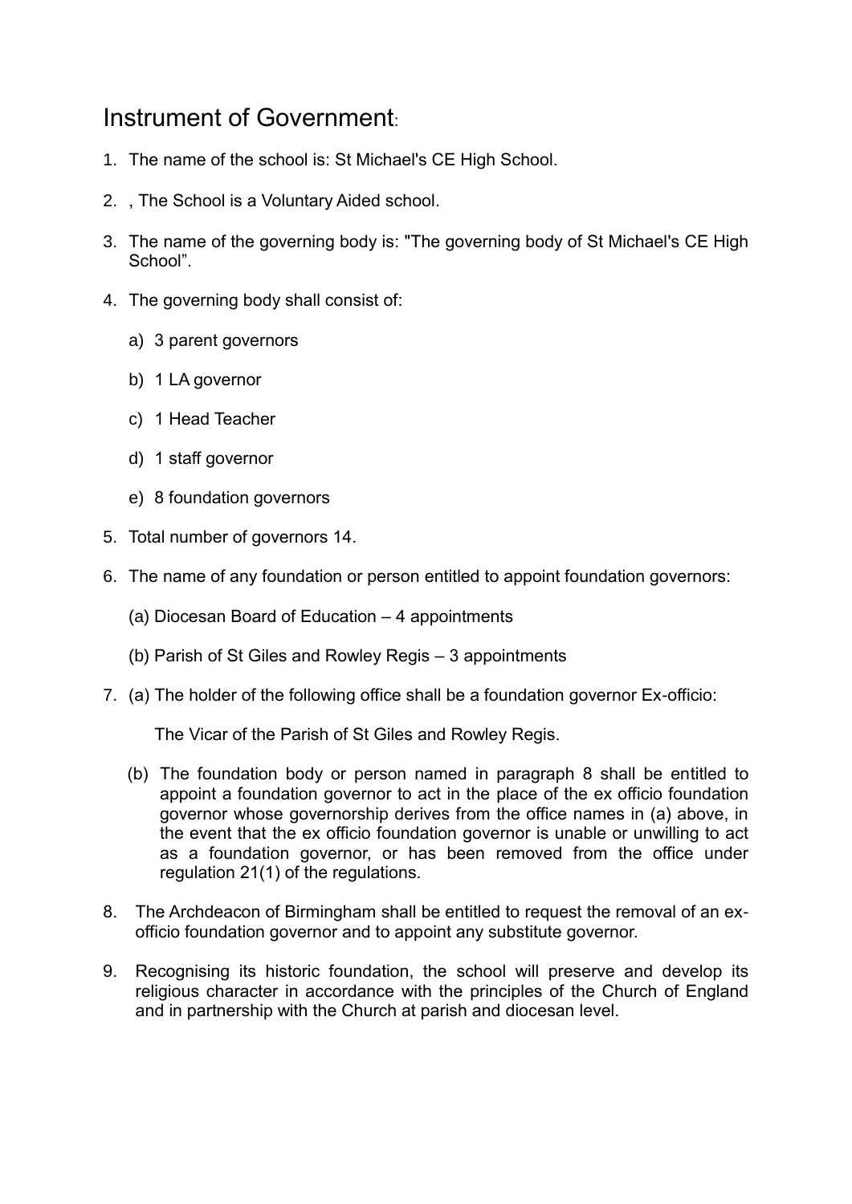# Instrument of Government:

1. The name of the school is: St Michael's CE High School.
2. , The School is a Voluntary Aided school.
3. The name of the governing body is: "The governing body of St Michael's CE High School".
4. The governing body shall consist of:
   a) 3 parent governors
   b) 1 LA governor
   c) 1 Head Teacher
   d) 1 staff governor
   e) 8 foundation governors
5. Total number of governors 14.
6. The name of any foundation or person entitled to appoint foundation governors:
   (a) Diocesan Board of Education – 4 appointments
   (b) Parish of St Giles and Rowley Regis – 3 appointments
7. (a) The holder of the following office shall be a foundation governor Ex-officio:

   The Vicar of the Parish of St Giles and Rowley Regis.

   (b) The foundation body or person named in paragraph 8 shall be entitled to appoint a foundation governor to act in the place of the ex officio foundation governor whose governorship derives from the office names in (a) above, in the event that the ex officio foundation governor is unable or unwilling to act as a foundation governor, or has been removed from the office under regulation 21(1) of the regulations.
8. The Archdeacon of Birmingham shall be entitled to request the removal of an ex-officio foundation governor and to appoint any substitute governor.
9. Recognising its historic foundation, the school will preserve and develop its religious character in accordance with the principles of the Church of England and in partnership with the Church at parish and diocesan level.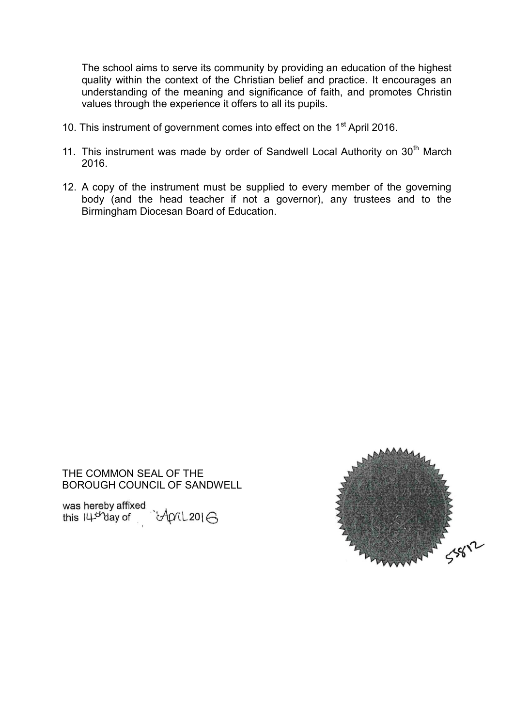The school aims to serve its community by providing an education of the highest quality within the context of the Christian belief and practice. It encourages an understanding of the meaning and significance of faith, and promotes Christin values through the experience it offers to all its pupils.

10. This instrument of government comes into effect on the 1st April 2016.
11. This instrument was made by order of Sandwell Local Authority on 30th March 2016.
12. A copy of the instrument must be supplied to every member of the governing body (and the head teacher if not a governor), any trustees and to the Birmingham Diocesan Board of Education.

THE COMMON SEAL OF THE
BOROUGH COUNCIL OF SANDWELL

was hereby affixed
this 14th day of April 2016

55812